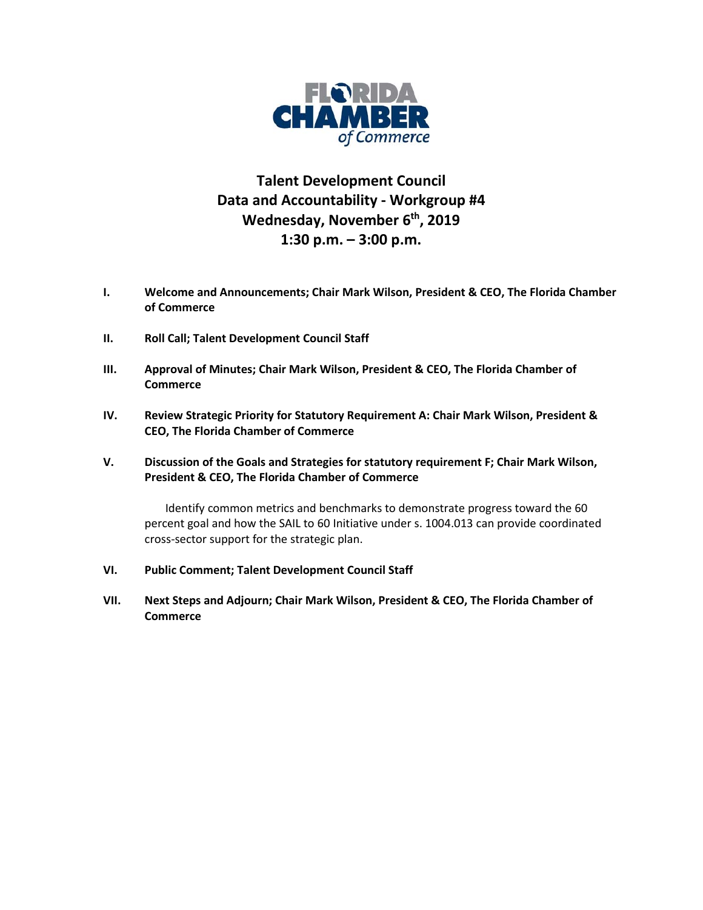FLORIDA CHAMBER of Commerce

# Talent Development Council
## Data and Accountability - Workgroup #4
## Wednesday, November 6th, 2019
## 1:30 p.m. – 3:00 p.m.

**I. Welcome and Announcements; Chair Mark Wilson, President & CEO, The Florida Chamber of Commerce**

**II. Roll Call; Talent Development Council Staff**

**III. Approval of Minutes; Chair Mark Wilson, President & CEO, The Florida Chamber of Commerce**

**IV. Review Strategic Priority for Statutory Requirement A: Chair Mark Wilson, President & CEO, The Florida Chamber of Commerce**

**V. Discussion of the Goals and Strategies for statutory requirement F; Chair Mark Wilson, President & CEO, The Florida Chamber of Commerce**

Identify common metrics and benchmarks to demonstrate progress toward the 60 percent goal and how the SAIL to 60 Initiative under s. 1004.013 can provide coordinated cross-sector support for the strategic plan.

**VI. Public Comment; Talent Development Council Staff**

**VII. Next Steps and Adjourn; Chair Mark Wilson, President & CEO, The Florida Chamber of Commerce**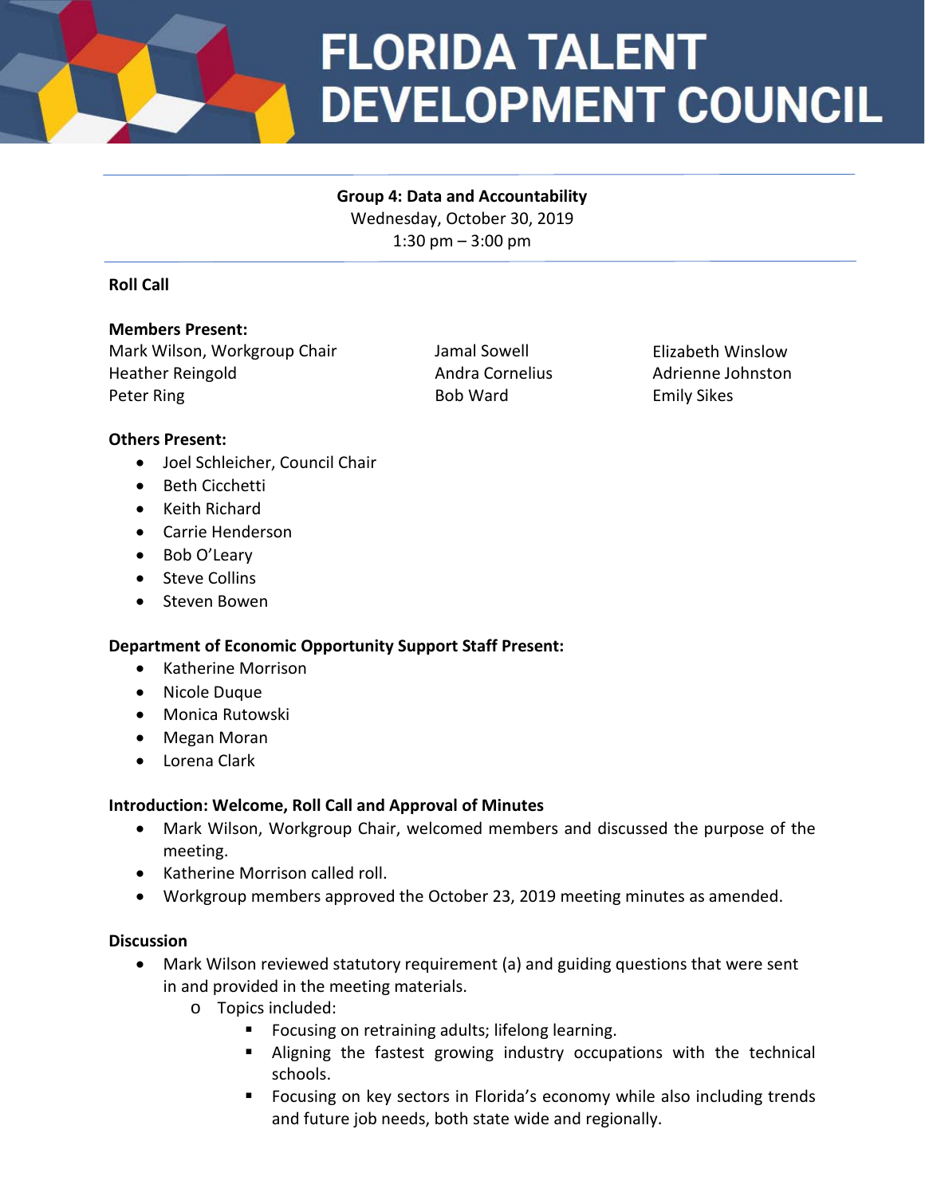# FLORIDA TALENT DEVELOPMENT COUNCIL

**Group 4: Data and Accountability**
Wednesday, October 30, 2019
1:30 pm – 3:00 pm

**Roll Call**

**Members Present:**

Mark Wilson, Workgroup Chair
Heather Reingold
Peter Ring
Jamal Sowell
Andra Cornelius
Bob Ward
Elizabeth Winslow
Adrienne Johnston
Emily Sikes

**Others Present:**

- Joel Schleicher, Council Chair
- Beth Cicchetti
- Keith Richard
- Carrie Henderson
- Bob O'Leary
- Steve Collins
- Steven Bowen

**Department of Economic Opportunity Support Staff Present:**

- Katherine Morrison
- Nicole Duque
- Monica Rutowski
- Megan Moran
- Lorena Clark

**Introduction: Welcome, Roll Call and Approval of Minutes**

- Mark Wilson, Workgroup Chair, welcomed members and discussed the purpose of the meeting.
- Katherine Morrison called roll.
- Workgroup members approved the October 23, 2019 meeting minutes as amended.

**Discussion**

- Mark Wilson reviewed statutory requirement (a) and guiding questions that were sent in and provided in the meeting materials.
  - Topics included:
    - Focusing on retraining adults; lifelong learning.
    - Aligning the fastest growing industry occupations with the technical schools.
    - Focusing on key sectors in Florida's economy while also including trends and future job needs, both state wide and regionally.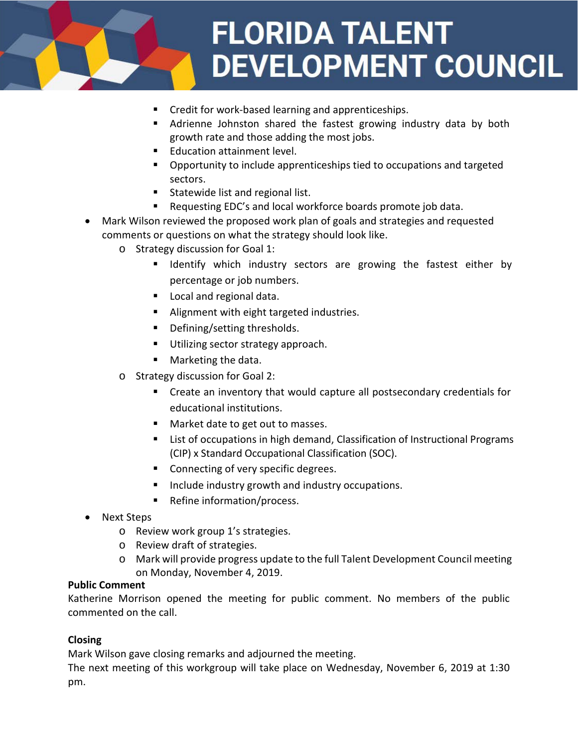- Credit for work-based learning and apprenticeships.
    - Adrienne Johnston shared the fastest growing industry data by both growth rate and those adding the most jobs.
    - Education attainment level.
    - Opportunity to include apprenticeships tied to occupations and targeted sectors.
    - Statewide list and regional list.
    - Requesting EDC's and local workforce boards promote job data.
- Mark Wilson reviewed the proposed work plan of goals and strategies and requested comments or questions on what the strategy should look like.
  - Strategy discussion for Goal 1:
    - Identify which industry sectors are growing the fastest either by percentage or job numbers.
    - Local and regional data.
    - Alignment with eight targeted industries.
    - Defining/setting thresholds.
    - Utilizing sector strategy approach.
    - Marketing the data.
  - Strategy discussion for Goal 2:
    - Create an inventory that would capture all postsecondary credentials for educational institutions.
    - Market date to get out to masses.
    - List of occupations in high demand, Classification of Instructional Programs (CIP) x Standard Occupational Classification (SOC).
    - Connecting of very specific degrees.
    - Include industry growth and industry occupations.
    - Refine information/process.
- Next Steps
  - Review work group 1's strategies.
  - Review draft of strategies.
  - Mark will provide progress update to the full Talent Development Council meeting on Monday, November 4, 2019.

**Public Comment**

Katherine Morrison opened the meeting for public comment. No members of the public commented on the call.

**Closing**

Mark Wilson gave closing remarks and adjourned the meeting.

The next meeting of this workgroup will take place on Wednesday, November 6, 2019 at 1:30 pm.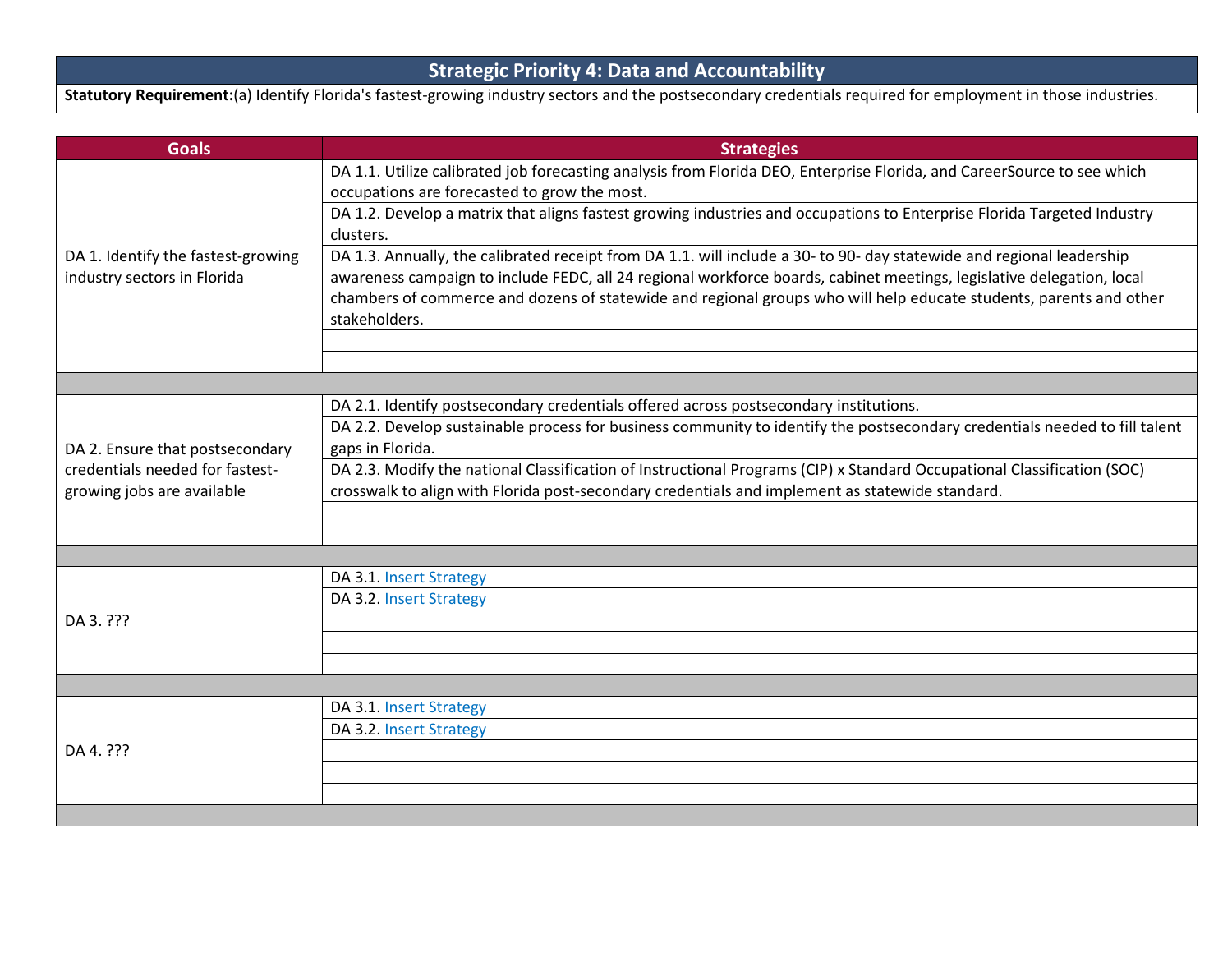## Strategic Priority 4: Data and Accountability

**Statutory Requirement:**(a) Identify Florida's fastest-growing industry sectors and the postsecondary credentials required for employment in those industries.

| Goals | Strategies |
|---|---|
| DA 1. Identify the fastest-growing industry sectors in Florida | DA 1.1. Utilize calibrated job forecasting analysis from Florida DEO, Enterprise Florida, and CareerSource to see which occupations are forecasted to grow the most. |
| | DA 1.2. Develop a matrix that aligns fastest growing industries and occupations to Enterprise Florida Targeted Industry clusters. |
| | DA 1.3. Annually, the calibrated receipt from DA 1.1. will include a 30- to 90- day statewide and regional leadership awareness campaign to include FEDC, all 24 regional workforce boards, cabinet meetings, legislative delegation, local chambers of commerce and dozens of statewide and regional groups who will help educate students, parents and other stakeholders. |
| | |
| | |
| | |
| DA 2. Ensure that postsecondary credentials needed for fastest-growing jobs are available | DA 2.1. Identify postsecondary credentials offered across postsecondary institutions. |
| | DA 2.2. Develop sustainable process for business community to identify the postsecondary credentials needed to fill talent gaps in Florida. |
| | DA 2.3. Modify the national Classification of Instructional Programs (CIP) x Standard Occupational Classification (SOC) crosswalk to align with Florida post-secondary credentials and implement as statewide standard. |
| | |
| | |
| | |
| DA 3. ??? | DA 3.1. Insert Strategy |
| | DA 3.2. Insert Strategy |
| | |
| | |
| | |
| | |
| DA 4. ??? | DA 3.1. Insert Strategy |
| | DA 3.2. Insert Strategy |
| | |
| | |
| | |
| | |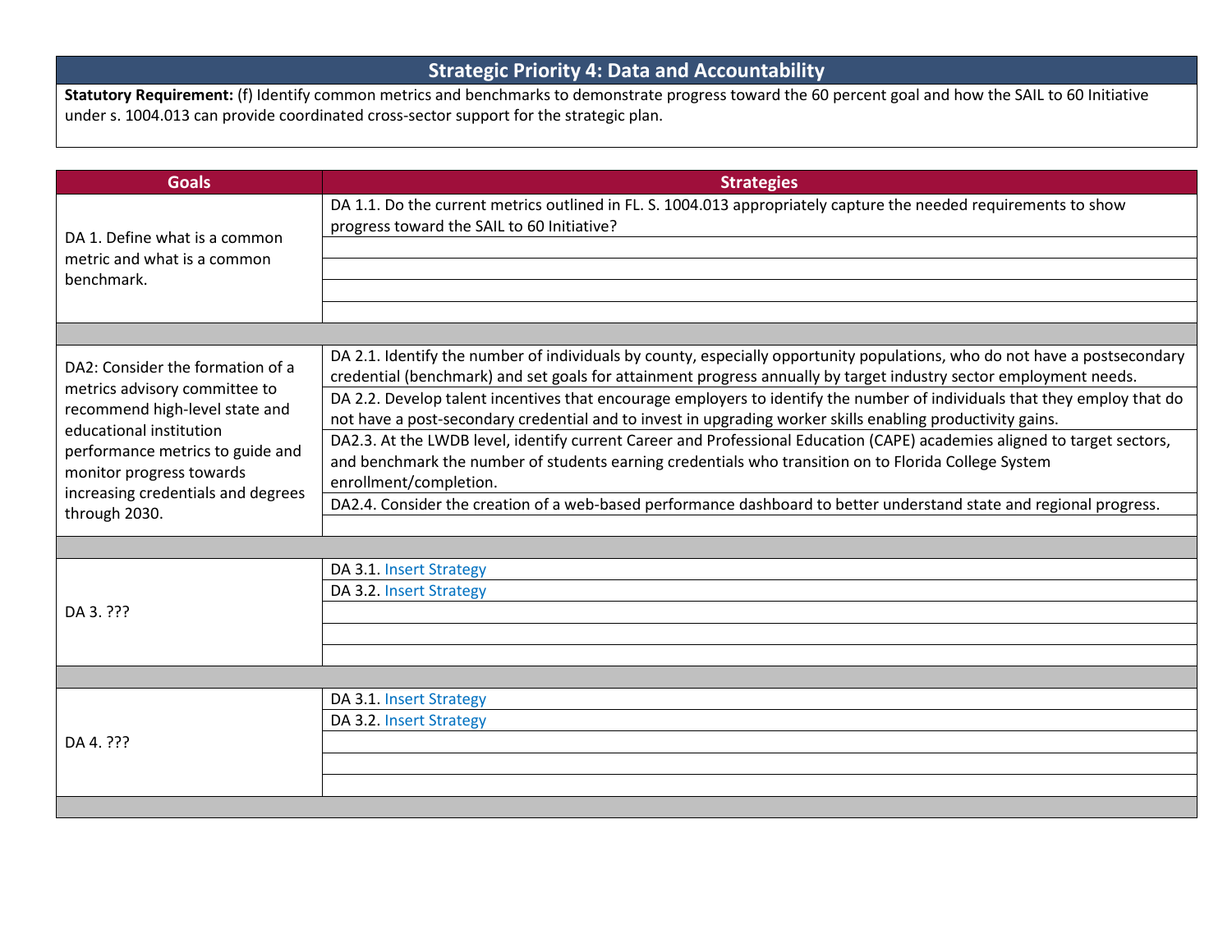# Strategic Priority 4: Data and Accountability

**Statutory Requirement:** (f) Identify common metrics and benchmarks to demonstrate progress toward the 60 percent goal and how the SAIL to 60 Initiative under s. 1004.013 can provide coordinated cross-sector support for the strategic plan.

| Goals | Strategies |
|---|---|
| DA 1. Define what is a common metric and what is a common benchmark. | DA 1.1. Do the current metrics outlined in FL. S. 1004.013 appropriately capture the needed requirements to show progress toward the SAIL to 60 Initiative? |
| | |
| | |
| | |
| | |
| | |
| DA2: Consider the formation of a metrics advisory committee to recommend high-level state and educational institution performance metrics to guide and monitor progress towards increasing credentials and degrees through 2030. | DA 2.1. Identify the number of individuals by county, especially opportunity populations, who do not have a postsecondary credential (benchmark) and set goals for attainment progress annually by target industry sector employment needs. |
| | DA 2.2. Develop talent incentives that encourage employers to identify the number of individuals that they employ that do not have a post-secondary credential and to invest in upgrading worker skills enabling productivity gains. |
| | DA2.3. At the LWDB level, identify current Career and Professional Education (CAPE) academies aligned to target sectors, and benchmark the number of students earning credentials who transition on to Florida College System enrollment/completion. |
| | DA2.4. Consider the creation of a web-based performance dashboard to better understand state and regional progress. |
| | |
| | |
| DA 3. ??? | DA 3.1. Insert Strategy |
| | DA 3.2. Insert Strategy |
| | |
| | |
| | |
| | |
| DA 4. ??? | DA 3.1. Insert Strategy |
| | DA 3.2. Insert Strategy |
| | |
| | |
| | |
| | |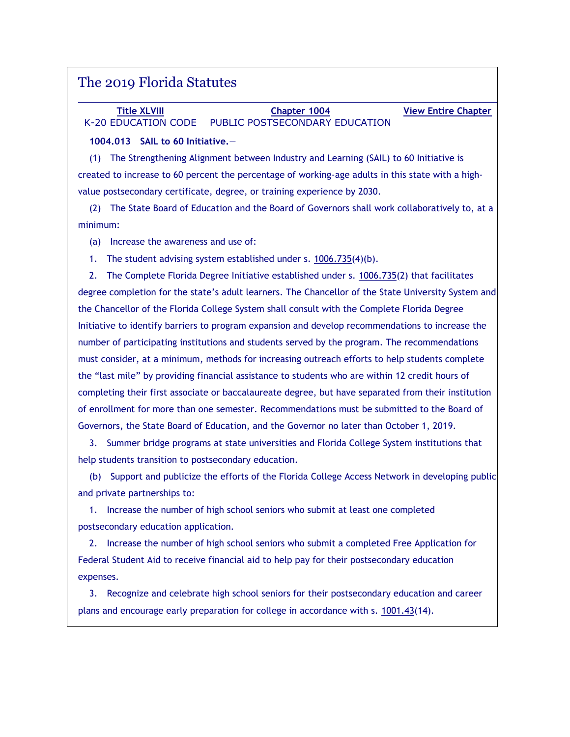# The 2019 Florida Statutes

| Title XLVIII | Chapter 1004 | View Entire Chapter |
|---|---|---|
| K-20 EDUCATION CODE | PUBLIC POSTSECONDARY EDUCATION | |

**1004.013 SAIL to 60 Initiative.**—

(1) The Strengthening Alignment between Industry and Learning (SAIL) to 60 Initiative is created to increase to 60 percent the percentage of working-age adults in this state with a high-value postsecondary certificate, degree, or training experience by 2030.

(2) The State Board of Education and the Board of Governors shall work collaboratively to, at a minimum:

(a) Increase the awareness and use of:

1. The student advising system established under s. 1006.735(4)(b).

2. The Complete Florida Degree Initiative established under s. 1006.735(2) that facilitates degree completion for the state's adult learners. The Chancellor of the State University System and the Chancellor of the Florida College System shall consult with the Complete Florida Degree Initiative to identify barriers to program expansion and develop recommendations to increase the number of participating institutions and students served by the program. The recommendations must consider, at a minimum, methods for increasing outreach efforts to help students complete the "last mile" by providing financial assistance to students who are within 12 credit hours of completing their first associate or baccalaureate degree, but have separated from their institution of enrollment for more than one semester. Recommendations must be submitted to the Board of Governors, the State Board of Education, and the Governor no later than October 1, 2019.

3. Summer bridge programs at state universities and Florida College System institutions that help students transition to postsecondary education.

(b) Support and publicize the efforts of the Florida College Access Network in developing public and private partnerships to:

1. Increase the number of high school seniors who submit at least one completed postsecondary education application.

2. Increase the number of high school seniors who submit a completed Free Application for Federal Student Aid to receive financial aid to help pay for their postsecondary education expenses.

3. Recognize and celebrate high school seniors for their postsecondary education and career plans and encourage early preparation for college in accordance with s. 1001.43(14).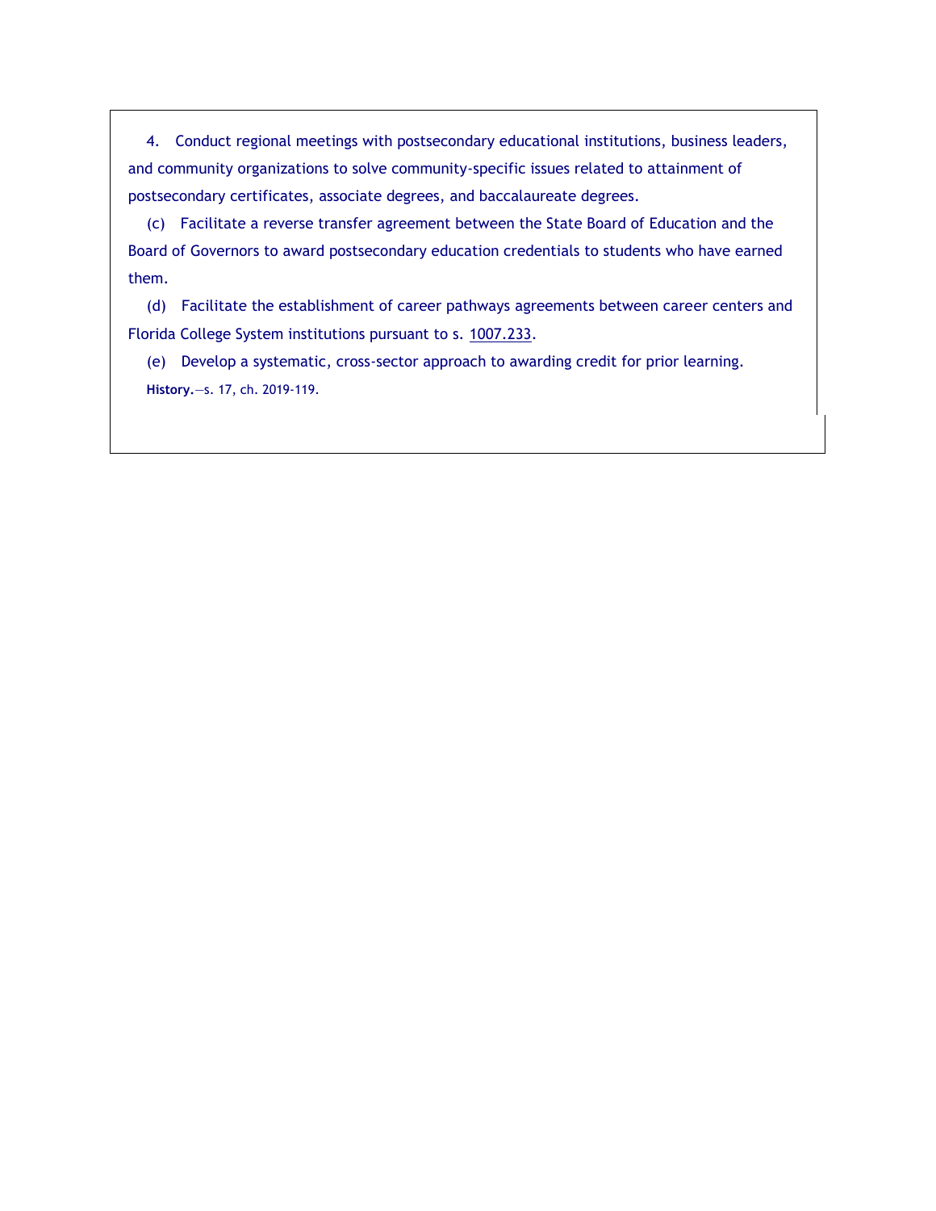4. Conduct regional meetings with postsecondary educational institutions, business leaders, and community organizations to solve community-specific issues related to attainment of postsecondary certificates, associate degrees, and baccalaureate degrees.

(c) Facilitate a reverse transfer agreement between the State Board of Education and the Board of Governors to award postsecondary education credentials to students who have earned them.

(d) Facilitate the establishment of career pathways agreements between career centers and Florida College System institutions pursuant to s. 1007.233.

(e) Develop a systematic, cross-sector approach to awarding credit for prior learning.

**History.**—s. 17, ch. 2019-119.